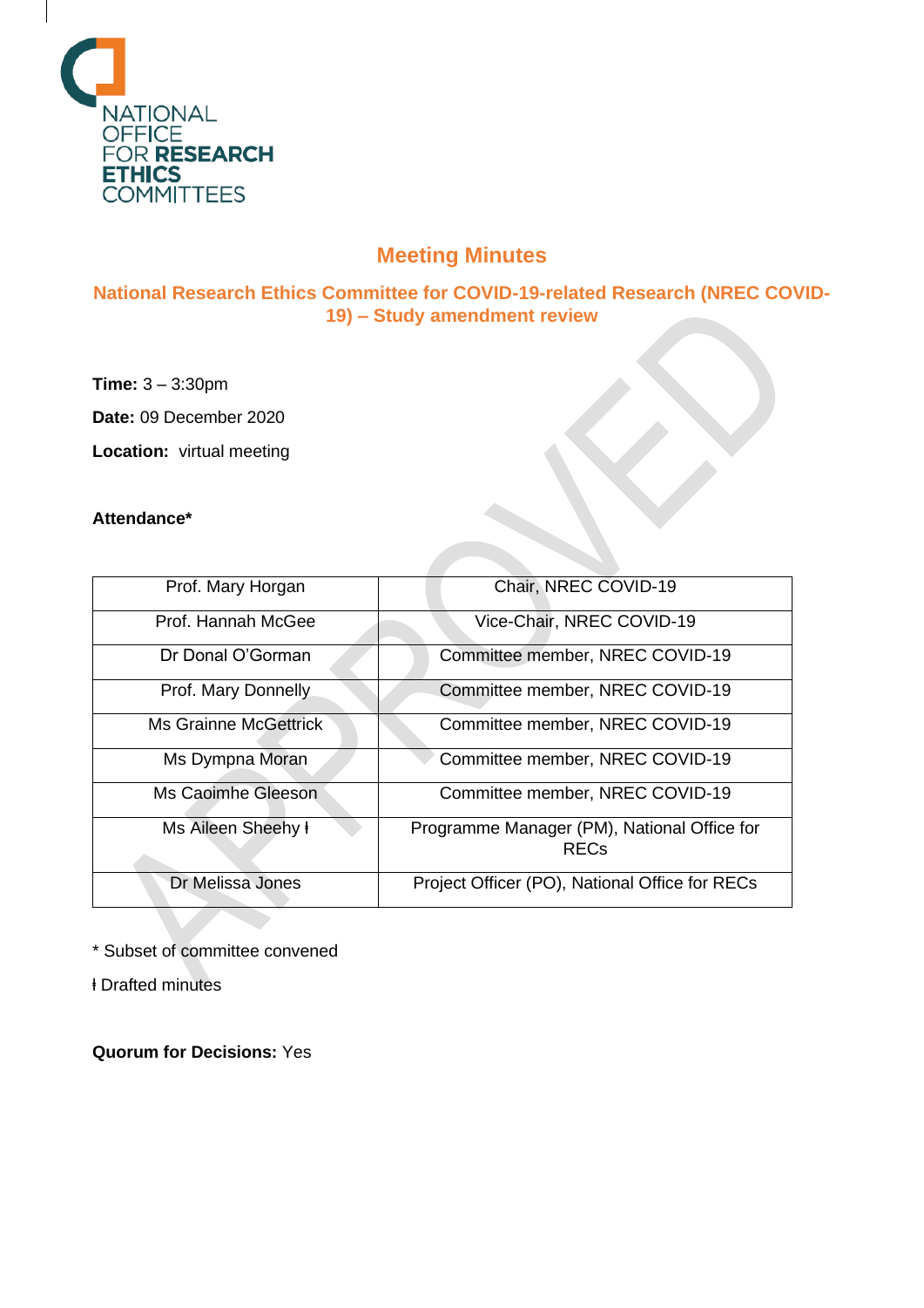NATIONAL OFFICE FOR RESEARCH ETHICS COMMITTEES

# Meeting Minutes

## National Research Ethics Committee for COVID-19-related Research (NREC COVID-19) – Study amendment review

**Time:** 3 – 3:30pm

**Date:** 09 December 2020

**Location:** virtual meeting

**Attendance***

| | |
|---|---|
| Prof. Mary Horgan | Chair, NREC COVID-19 |
| Prof. Hannah McGee | Vice-Chair, NREC COVID-19 |
| Dr Donal O'Gorman | Committee member, NREC COVID-19 |
| Prof. Mary Donnelly | Committee member, NREC COVID-19 |
| Ms Grainne McGettrick | Committee member, NREC COVID-19 |
| Ms Dympna Moran | Committee member, NREC COVID-19 |
| Ms Caoimhe Gleeson | Committee member, NREC COVID-19 |
| Ms Aileen Sheehy ł | Programme Manager (PM), National Office for RECs |
| Dr Melissa Jones | Project Officer (PO), National Office for RECs |

* Subset of committee convened

ł Drafted minutes

**Quorum for Decisions:** Yes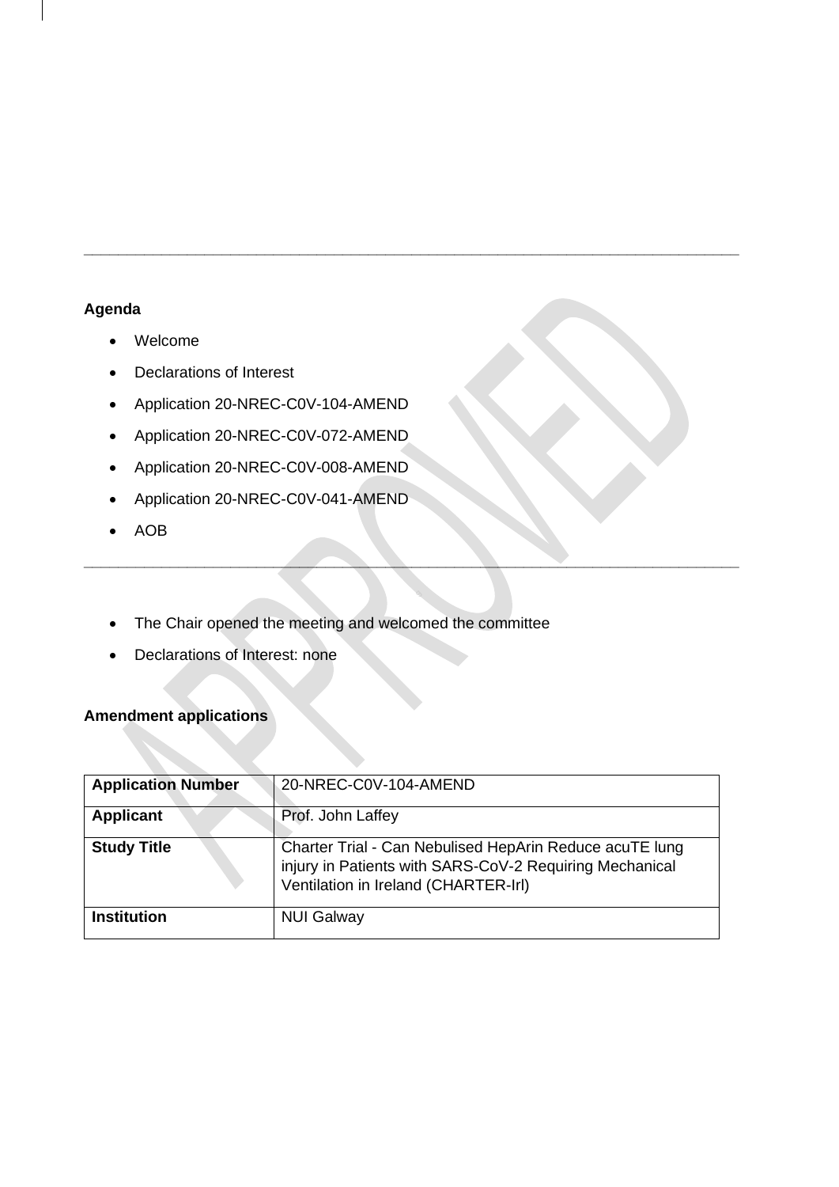---

**Agenda**

- Welcome
- Declarations of Interest
- Application 20-NREC-C0V-104-AMEND
- Application 20-NREC-C0V-072-AMEND
- Application 20-NREC-C0V-008-AMEND
- Application 20-NREC-C0V-041-AMEND
- AOB

---

- The Chair opened the meeting and welcomed the committee
- Declarations of Interest: none

**Amendment applications**

| **Application Number** | 20-NREC-C0V-104-AMEND |
|---|---|
| **Applicant** | Prof. John Laffey |
| **Study Title** | Charter Trial - Can Nebulised HepArin Reduce acuTE lung injury in Patients with SARS-CoV-2 Requiring Mechanical Ventilation in Ireland (CHARTER-Irl) |
| **Institution** | NUI Galway |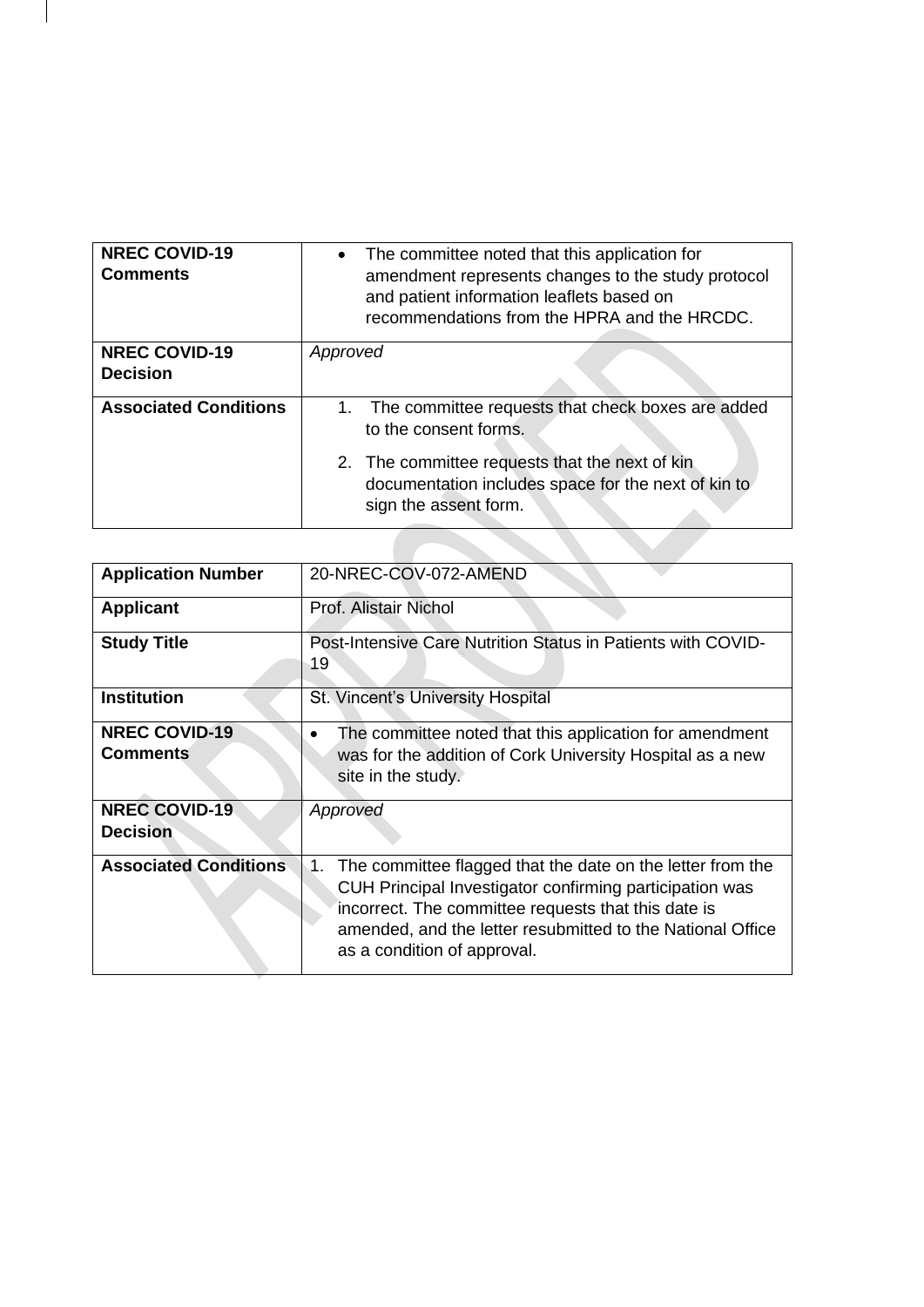| NREC COVID-19 Comments | • The committee noted that this application for amendment represents changes to the study protocol and patient information leaflets based on recommendations from the HPRA and the HRCDC. |
|---|---|
| **NREC COVID-19 Decision** | *Approved* |
| **Associated Conditions** | 1. The committee requests that check boxes are added to the consent forms.<br>2. The committee requests that the next of kin documentation includes space for the next of kin to sign the assent form. |

| Application Number | 20-NREC-COV-072-AMEND |
|---|---|
| **Applicant** | Prof. Alistair Nichol |
| **Study Title** | Post-Intensive Care Nutrition Status in Patients with COVID-19 |
| **Institution** | St. Vincent's University Hospital |
| **NREC COVID-19 Comments** | • The committee noted that this application for amendment was for the addition of Cork University Hospital as a new site in the study. |
| **NREC COVID-19 Decision** | *Approved* |
| **Associated Conditions** | 1. The committee flagged that the date on the letter from the CUH Principal Investigator confirming participation was incorrect. The committee requests that this date is amended, and the letter resubmitted to the National Office as a condition of approval. |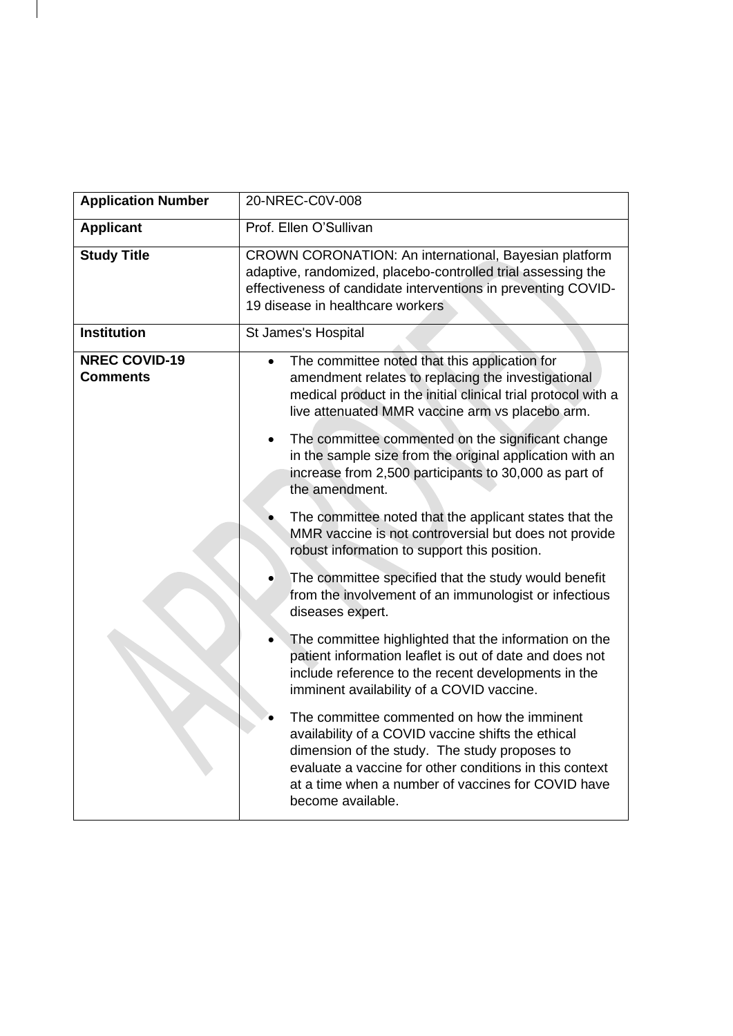| **Application Number** | 20-NREC-C0V-008 |
|---|---|
| **Applicant** | Prof. Ellen O'Sullivan |
| **Study Title** | CROWN CORONATION: An international, Bayesian platform adaptive, randomized, placebo-controlled trial assessing the effectiveness of candidate interventions in preventing COVID-19 disease in healthcare workers |
| **Institution** | St James's Hospital |
| **NREC COVID-19 Comments** | • The committee noted that this application for amendment relates to replacing the investigational medical product in the initial clinical trial protocol with a live attenuated MMR vaccine arm vs placebo arm.<br><br>• The committee commented on the significant change in the sample size from the original application with an increase from 2,500 participants to 30,000 as part of the amendment.<br><br>• The committee noted that the applicant states that the MMR vaccine is not controversial but does not provide robust information to support this position.<br><br>• The committee specified that the study would benefit from the involvement of an immunologist or infectious diseases expert.<br><br>• The committee highlighted that the information on the patient information leaflet is out of date and does not include reference to the recent developments in the imminent availability of a COVID vaccine.<br><br>• The committee commented on how the imminent availability of a COVID vaccine shifts the ethical dimension of the study. The study proposes to evaluate a vaccine for other conditions in this context at a time when a number of vaccines for COVID have become available. |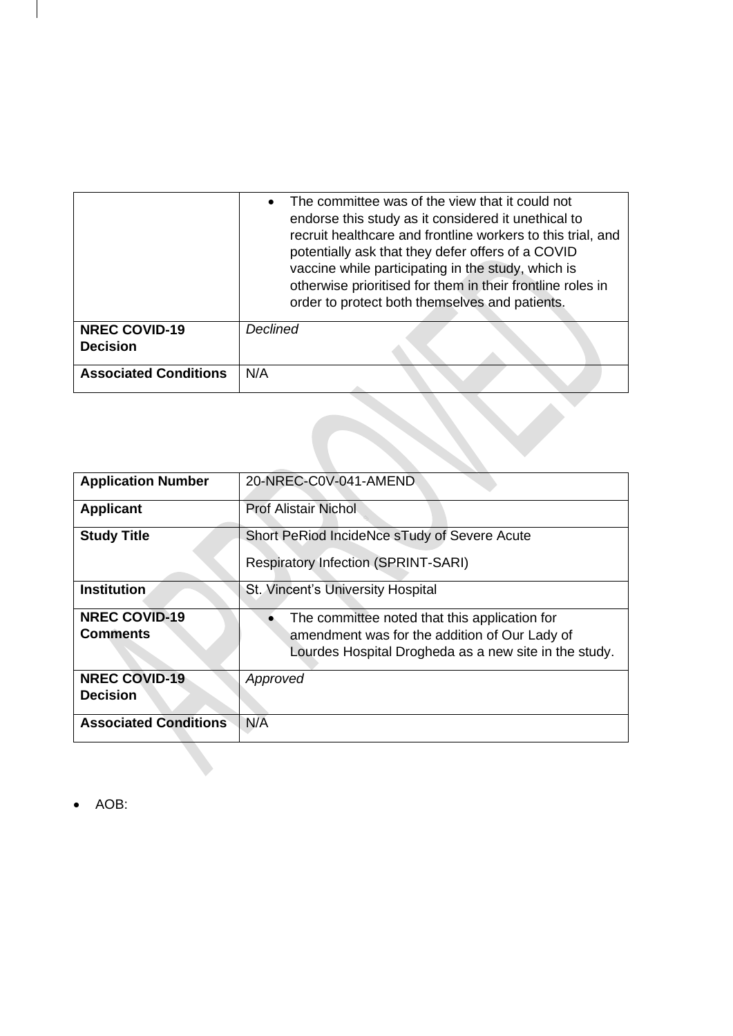| | |
|---|---|
| | • The committee was of the view that it could not endorse this study as it considered it unethical to recruit healthcare and frontline workers to this trial, and potentially ask that they defer offers of a COVID vaccine while participating in the study, which is otherwise prioritised for them in their frontline roles in order to protect both themselves and patients. |
| **NREC COVID-19 Decision** | *Declined* |
| **Associated Conditions** | N/A |

| | |
|---|---|
| **Application Number** | 20-NREC-C0V-041-AMEND |
| **Applicant** | Prof Alistair Nichol |
| **Study Title** | Short PeRiod IncideNce sTudy of Severe Acute Respiratory Infection (SPRINT-SARI) |
| **Institution** | St. Vincent's University Hospital |
| **NREC COVID-19 Comments** | • The committee noted that this application for amendment was for the addition of Our Lady of Lourdes Hospital Drogheda as a new site in the study. |
| **NREC COVID-19 Decision** | *Approved* |
| **Associated Conditions** | N/A |

- AOB: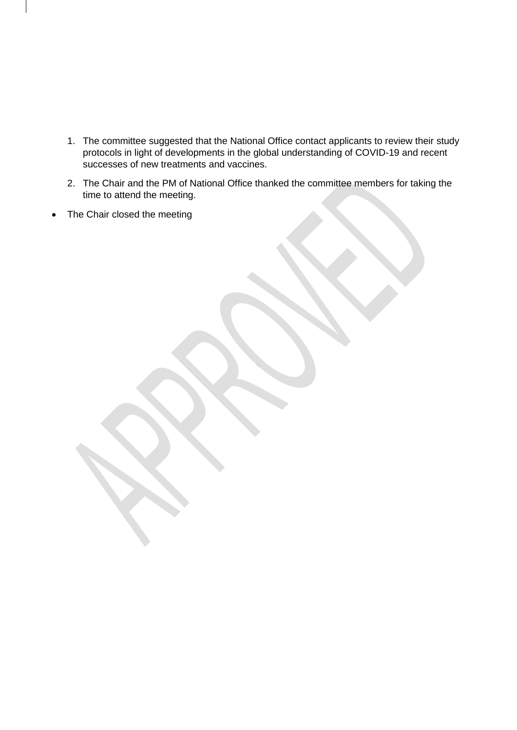1. The committee suggested that the National Office contact applicants to review their study protocols in light of developments in the global understanding of COVID-19 and recent successes of new treatments and vaccines.

2. The Chair and the PM of National Office thanked the committee members for taking the time to attend the meeting.

- The Chair closed the meeting